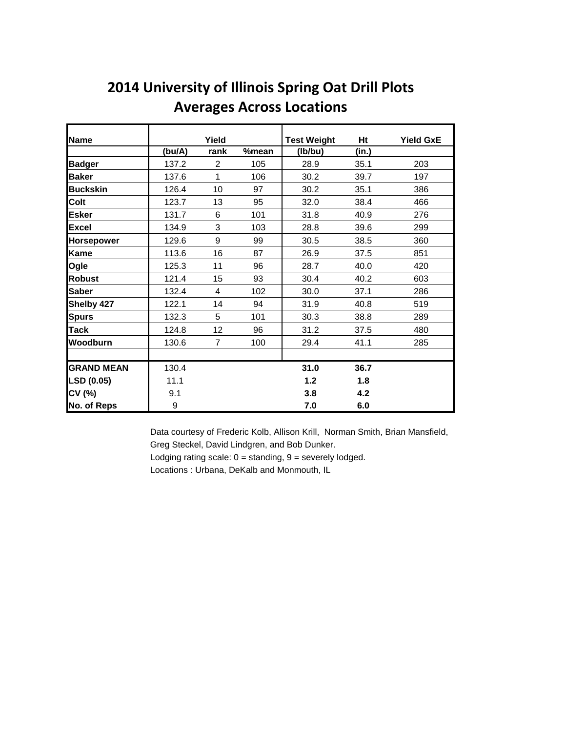# 2014 University of Illinois Spring Oat Drill Plots
## Averages Across Locations

| Name | Yield | | | Test Weight | Ht | Yield GxE |
|---|---|---|---|---|---|---|
| | (bu/A) | rank | %mean | (lb/bu) | (in.) | |
| **Badger** | 137.2 | 2 | 105 | 28.9 | 35.1 | 203 |
| **Baker** | 137.6 | 1 | 106 | 30.2 | 39.7 | 197 |
| **Buckskin** | 126.4 | 10 | 97 | 30.2 | 35.1 | 386 |
| **Colt** | 123.7 | 13 | 95 | 32.0 | 38.4 | 466 |
| **Esker** | 131.7 | 6 | 101 | 31.8 | 40.9 | 276 |
| **Excel** | 134.9 | 3 | 103 | 28.8 | 39.6 | 299 |
| **Horsepower** | 129.6 | 9 | 99 | 30.5 | 38.5 | 360 |
| **Kame** | 113.6 | 16 | 87 | 26.9 | 37.5 | 851 |
| **Ogle** | 125.3 | 11 | 96 | 28.7 | 40.0 | 420 |
| **Robust** | 121.4 | 15 | 93 | 30.4 | 40.2 | 603 |
| **Saber** | 132.4 | 4 | 102 | 30.0 | 37.1 | 286 |
| **Shelby 427** | 122.1 | 14 | 94 | 31.9 | 40.8 | 519 |
| **Spurs** | 132.3 | 5 | 101 | 30.3 | 38.8 | 289 |
| **Tack** | 124.8 | 12 | 96 | 31.2 | 37.5 | 480 |
| **Woodburn** | 130.6 | 7 | 100 | 29.4 | 41.1 | 285 |
| | | | | | | |
| **GRAND MEAN** | 130.4 | | | **31.0** | **36.7** | |
| **LSD (0.05)** | 11.1 | | | **1.2** | **1.8** | |
| **CV (%)** | 9.1 | | | **3.8** | **4.2** | |
| **No. of Reps** | 9 | | | **7.0** | **6.0** | |

Data courtesy of Frederic Kolb, Allison Krill, Norman Smith, Brian Mansfield, Greg Steckel, David Lindgren, and Bob Dunker.

Lodging rating scale: 0 = standing, 9 = severely lodged.

Locations : Urbana, DeKalb and Monmouth, IL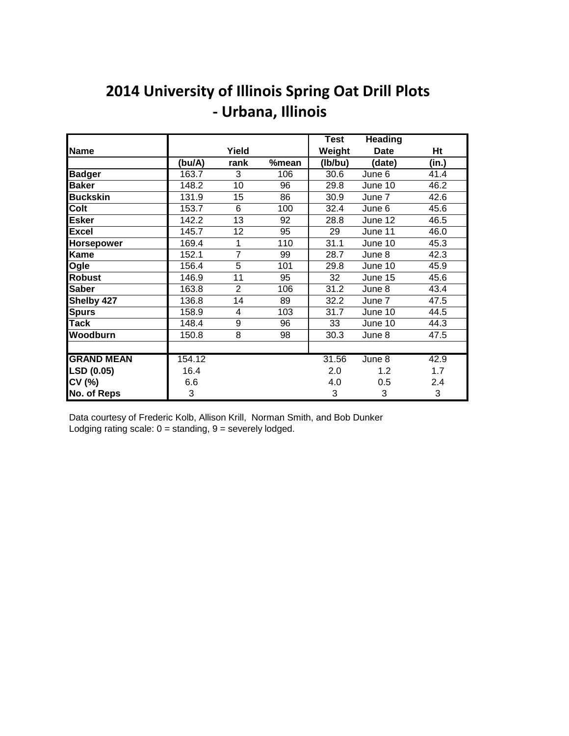# 2014 University of Illinois Spring Oat Drill Plots - Urbana, Illinois

| Name | Yield | | | Test Weight | Heading Date | Ht |
|---|---|---|---|---|---|---|
| | (bu/A) | rank | %mean | (lb/bu) | (date) | (in.) |
| **Badger** | 163.7 | 3 | 106 | 30.6 | June 6 | 41.4 |
| **Baker** | 148.2 | 10 | 96 | 29.8 | June 10 | 46.2 |
| **Buckskin** | 131.9 | 15 | 86 | 30.9 | June 7 | 42.6 |
| **Colt** | 153.7 | 6 | 100 | 32.4 | June 6 | 45.6 |
| **Esker** | 142.2 | 13 | 92 | 28.8 | June 12 | 46.5 |
| **Excel** | 145.7 | 12 | 95 | 29 | June 11 | 46.0 |
| **Horsepower** | 169.4 | 1 | 110 | 31.1 | June 10 | 45.3 |
| **Kame** | 152.1 | 7 | 99 | 28.7 | June 8 | 42.3 |
| **Ogle** | 156.4 | 5 | 101 | 29.8 | June 10 | 45.9 |
| **Robust** | 146.9 | 11 | 95 | 32 | June 15 | 45.6 |
| **Saber** | 163.8 | 2 | 106 | 31.2 | June 8 | 43.4 |
| **Shelby 427** | 136.8 | 14 | 89 | 32.2 | June 7 | 47.5 |
| **Spurs** | 158.9 | 4 | 103 | 31.7 | June 10 | 44.5 |
| **Tack** | 148.4 | 9 | 96 | 33 | June 10 | 44.3 |
| **Woodburn** | 150.8 | 8 | 98 | 30.3 | June 8 | 47.5 |
| | | | | | | |
| **GRAND MEAN** | 154.12 | | | 31.56 | June 8 | 42.9 |
| **LSD (0.05)** | 16.4 | | | 2.0 | 1.2 | 1.7 |
| **CV (%)** | 6.6 | | | 4.0 | 0.5 | 2.4 |
| **No. of Reps** | 3 | | | 3 | 3 | 3 |

Data courtesy of Frederic Kolb, Allison Krill, Norman Smith, and Bob Dunker
Lodging rating scale: 0 = standing, 9 = severely lodged.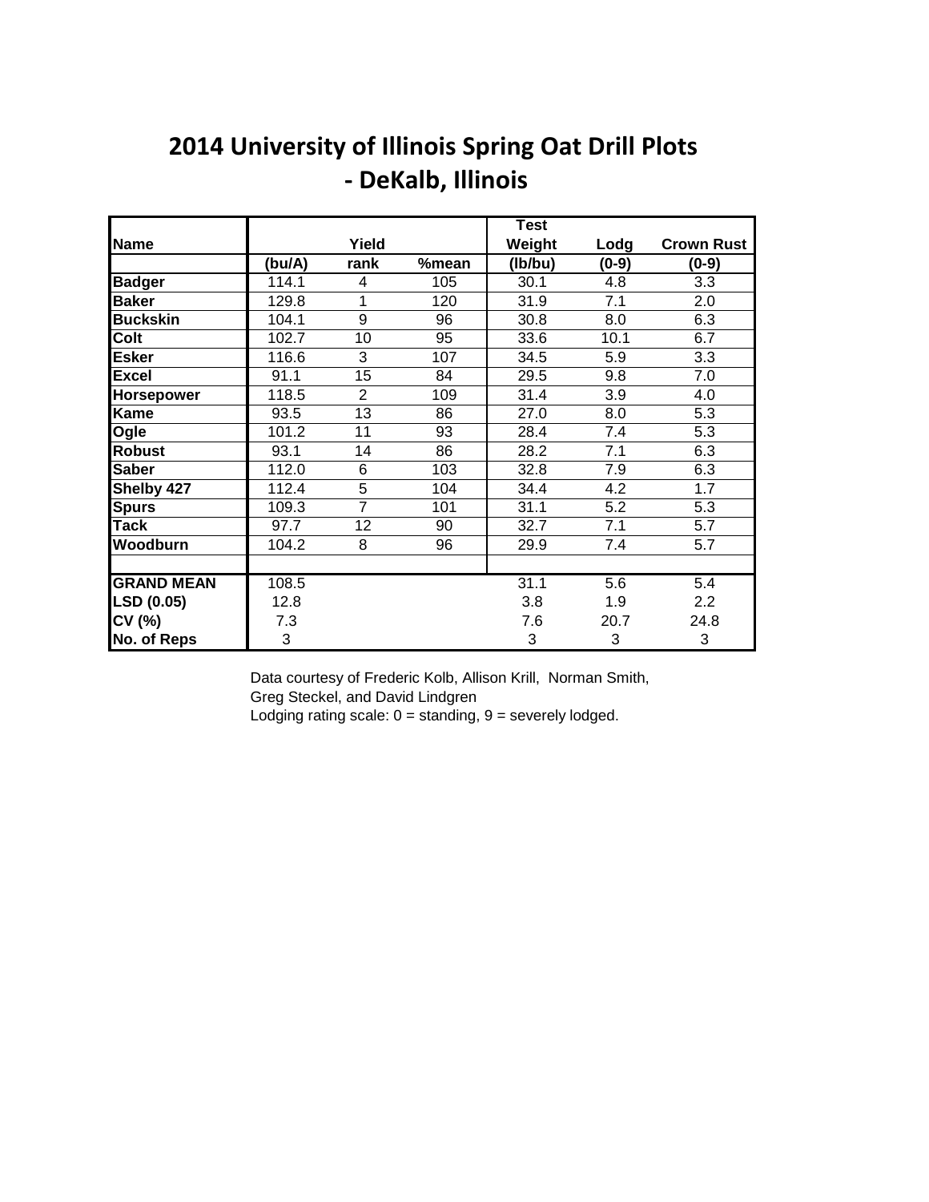# 2014 University of Illinois Spring Oat Drill Plots - DeKalb, Illinois

| Name | Yield | | | Test Weight | Lodg | Crown Rust |
|---|---|---|---|---|---|---|
| | (bu/A) | rank | %mean | (lb/bu) | (0-9) | (0-9) |
| **Badger** | 114.1 | 4 | 105 | 30.1 | 4.8 | 3.3 |
| **Baker** | 129.8 | 1 | 120 | 31.9 | 7.1 | 2.0 |
| **Buckskin** | 104.1 | 9 | 96 | 30.8 | 8.0 | 6.3 |
| **Colt** | 102.7 | 10 | 95 | 33.6 | 10.1 | 6.7 |
| **Esker** | 116.6 | 3 | 107 | 34.5 | 5.9 | 3.3 |
| **Excel** | 91.1 | 15 | 84 | 29.5 | 9.8 | 7.0 |
| **Horsepower** | 118.5 | 2 | 109 | 31.4 | 3.9 | 4.0 |
| **Kame** | 93.5 | 13 | 86 | 27.0 | 8.0 | 5.3 |
| **Ogle** | 101.2 | 11 | 93 | 28.4 | 7.4 | 5.3 |
| **Robust** | 93.1 | 14 | 86 | 28.2 | 7.1 | 6.3 |
| **Saber** | 112.0 | 6 | 103 | 32.8 | 7.9 | 6.3 |
| **Shelby 427** | 112.4 | 5 | 104 | 34.4 | 4.2 | 1.7 |
| **Spurs** | 109.3 | 7 | 101 | 31.1 | 5.2 | 5.3 |
| **Tack** | 97.7 | 12 | 90 | 32.7 | 7.1 | 5.7 |
| **Woodburn** | 104.2 | 8 | 96 | 29.9 | 7.4 | 5.7 |
| | | | | | | |
| **GRAND MEAN** | 108.5 | | | 31.1 | 5.6 | 5.4 |
| **LSD (0.05)** | 12.8 | | | 3.8 | 1.9 | 2.2 |
| **CV (%)** | 7.3 | | | 7.6 | 20.7 | 24.8 |
| **No. of Reps** | 3 | | | 3 | 3 | 3 |

Data courtesy of Frederic Kolb, Allison Krill, Norman Smith, Greg Steckel, and David Lindgren

Lodging rating scale: 0 = standing, 9 = severely lodged.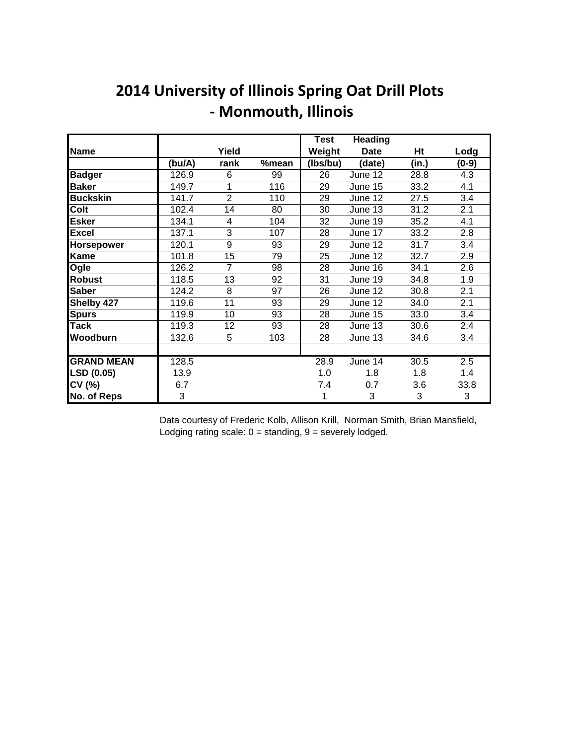# 2014 University of Illinois Spring Oat Drill Plots - Monmouth, Illinois

| Name | Yield | | | Test Weight | Heading Date | Ht | Lodg |
|---|---|---|---|---|---|---|---|
| | (bu/A) | rank | %mean | (lbs/bu) | (date) | (in.) | (0-9) |
| **Badger** | 126.9 | 6 | 99 | 26 | June 12 | 28.8 | 4.3 |
| **Baker** | 149.7 | 1 | 116 | 29 | June 15 | 33.2 | 4.1 |
| **Buckskin** | 141.7 | 2 | 110 | 29 | June 12 | 27.5 | 3.4 |
| **Colt** | 102.4 | 14 | 80 | 30 | June 13 | 31.2 | 2.1 |
| **Esker** | 134.1 | 4 | 104 | 32 | June 19 | 35.2 | 4.1 |
| **Excel** | 137.1 | 3 | 107 | 28 | June 17 | 33.2 | 2.8 |
| **Horsepower** | 120.1 | 9 | 93 | 29 | June 12 | 31.7 | 3.4 |
| **Kame** | 101.8 | 15 | 79 | 25 | June 12 | 32.7 | 2.9 |
| **Ogle** | 126.2 | 7 | 98 | 28 | June 16 | 34.1 | 2.6 |
| **Robust** | 118.5 | 13 | 92 | 31 | June 19 | 34.8 | 1.9 |
| **Saber** | 124.2 | 8 | 97 | 26 | June 12 | 30.8 | 2.1 |
| **Shelby 427** | 119.6 | 11 | 93 | 29 | June 12 | 34.0 | 2.1 |
| **Spurs** | 119.9 | 10 | 93 | 28 | June 15 | 33.0 | 3.4 |
| **Tack** | 119.3 | 12 | 93 | 28 | June 13 | 30.6 | 2.4 |
| **Woodburn** | 132.6 | 5 | 103 | 28 | June 13 | 34.6 | 3.4 |
| | | | | | | | |
| **GRAND MEAN** | 128.5 | | | 28.9 | June 14 | 30.5 | 2.5 |
| **LSD (0.05)** | 13.9 | | | 1.0 | 1.8 | 1.8 | 1.4 |
| **CV (%)** | 6.7 | | | 7.4 | 0.7 | 3.6 | 33.8 |
| **No. of Reps** | 3 | | | 1 | 3 | 3 | 3 |

Data courtesy of Frederic Kolb, Allison Krill, Norman Smith, Brian Mansfield,
Lodging rating scale: 0 = standing, 9 = severely lodged.